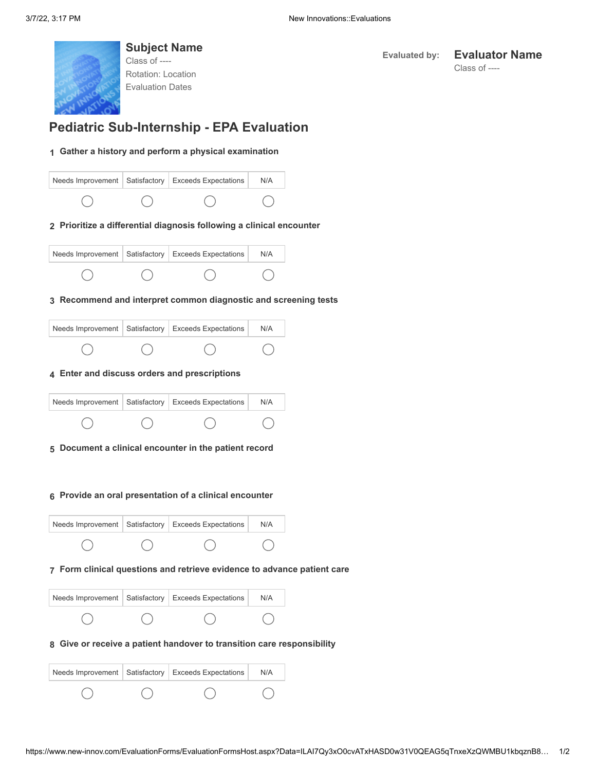**Subject Name**
Class of ----
Rotation: Location
Evaluation Dates

**Evaluated by:** **Evaluator Name**
Class of ----

# Pediatric Sub-Internship - EPA Evaluation

**1 Gather a history and perform a physical examination**

| Needs Improvement | Satisfactory | Exceeds Expectations | N/A |
|---|---|---|---|
| ◯ | ◯ | ◯ | ◯ |

**2 Prioritize a differential diagnosis following a clinical encounter**

| Needs Improvement | Satisfactory | Exceeds Expectations | N/A |
|---|---|---|---|
| ◯ | ◯ | ◯ | ◯ |

**3 Recommend and interpret common diagnostic and screening tests**

| Needs Improvement | Satisfactory | Exceeds Expectations | N/A |
|---|---|---|---|
| ◯ | ◯ | ◯ | ◯ |

**4 Enter and discuss orders and prescriptions**

| Needs Improvement | Satisfactory | Exceeds Expectations | N/A |
|---|---|---|---|
| ◯ | ◯ | ◯ | ◯ |

**5 Document a clinical encounter in the patient record**

**6 Provide an oral presentation of a clinical encounter**

| Needs Improvement | Satisfactory | Exceeds Expectations | N/A |
|---|---|---|---|
| ◯ | ◯ | ◯ | ◯ |

**7 Form clinical questions and retrieve evidence to advance patient care**

| Needs Improvement | Satisfactory | Exceeds Expectations | N/A |
|---|---|---|---|
| ◯ | ◯ | ◯ | ◯ |

**8 Give or receive a patient handover to transition care responsibility**

| Needs Improvement | Satisfactory | Exceeds Expectations | N/A |
|---|---|---|---|
| ◯ | ◯ | ◯ | ◯ |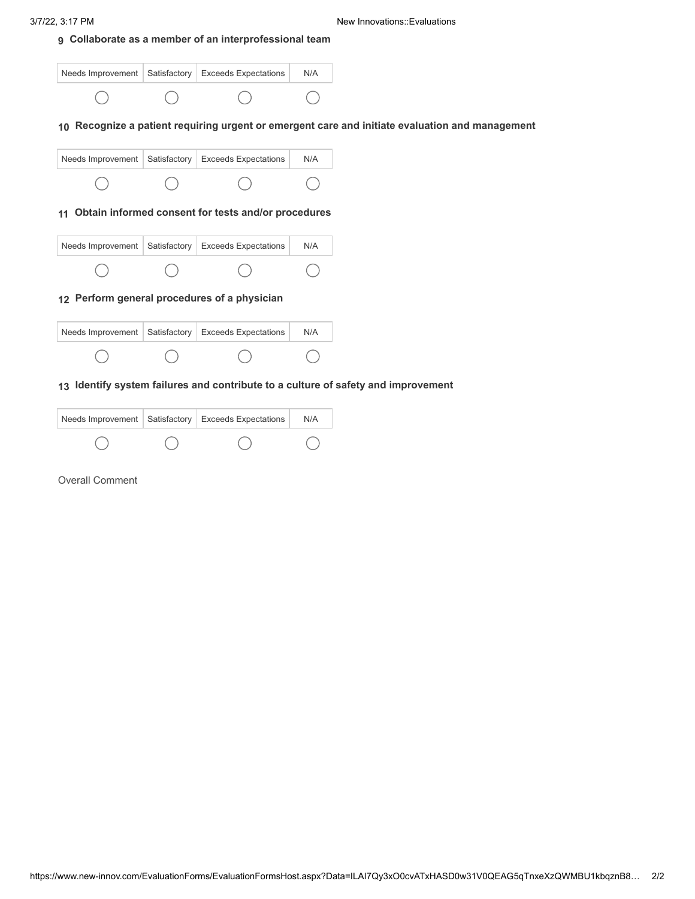**9 Collaborate as a member of an interprofessional team**

| Needs Improvement | Satisfactory | Exceeds Expectations | N/A |
|---|---|---|---|
| ◯ | ◯ | ◯ | ◯ |

**10 Recognize a patient requiring urgent or emergent care and initiate evaluation and management**

| Needs Improvement | Satisfactory | Exceeds Expectations | N/A |
|---|---|---|---|
| ◯ | ◯ | ◯ | ◯ |

**11 Obtain informed consent for tests and/or procedures**

| Needs Improvement | Satisfactory | Exceeds Expectations | N/A |
|---|---|---|---|
| ◯ | ◯ | ◯ | ◯ |

**12 Perform general procedures of a physician**

| Needs Improvement | Satisfactory | Exceeds Expectations | N/A |
|---|---|---|---|
| ◯ | ◯ | ◯ | ◯ |

**13 Identify system failures and contribute to a culture of safety and improvement**

| Needs Improvement | Satisfactory | Exceeds Expectations | N/A |
|---|---|---|---|
| ◯ | ◯ | ◯ | ◯ |

Overall Comment